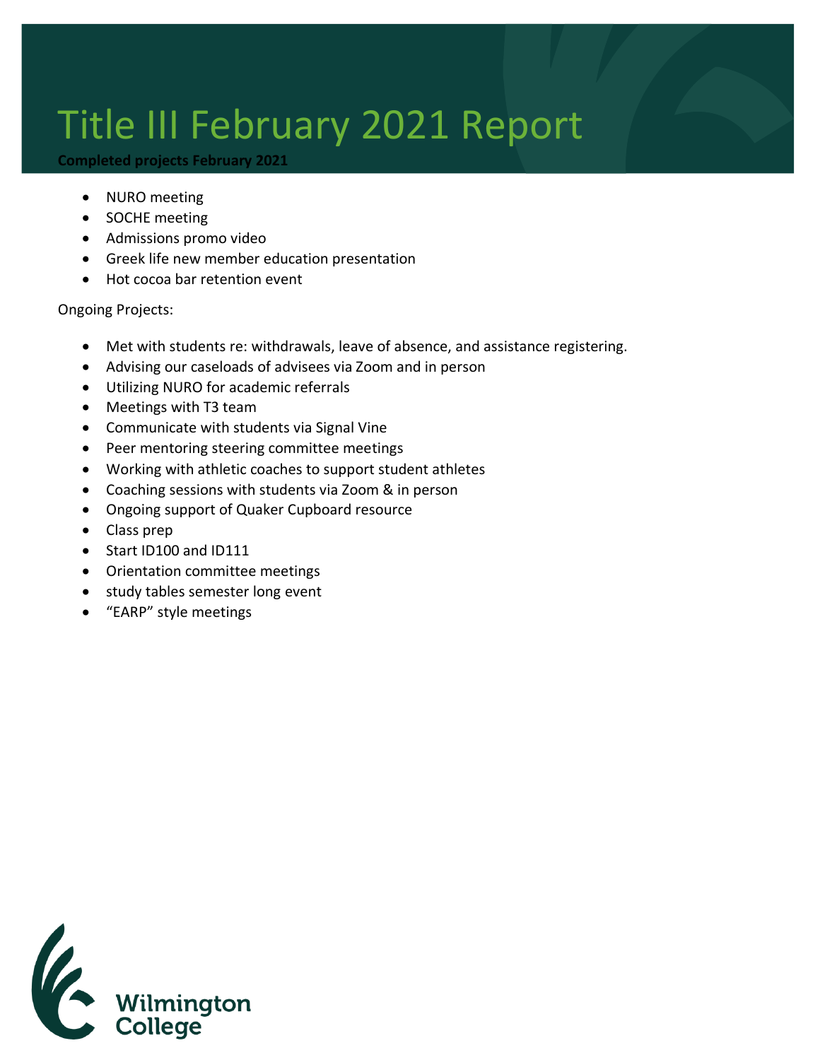# Title III February 2021 Report

**Completed projects February 2021**

- NURO meeting
- SOCHE meeting
- Admissions promo video
- Greek life new member education presentation
- Hot cocoa bar retention event

Ongoing Projects:

- Met with students re: withdrawals, leave of absence, and assistance registering.
- Advising our caseloads of advisees via Zoom and in person
- Utilizing NURO for academic referrals
- Meetings with T3 team
- Communicate with students via Signal Vine
- Peer mentoring steering committee meetings
- Working with athletic coaches to support student athletes
- Coaching sessions with students via Zoom & in person
- Ongoing support of Quaker Cupboard resource
- Class prep
- Start ID100 and ID111
- Orientation committee meetings
- study tables semester long event
- "EARP" style meetings

Wilmington College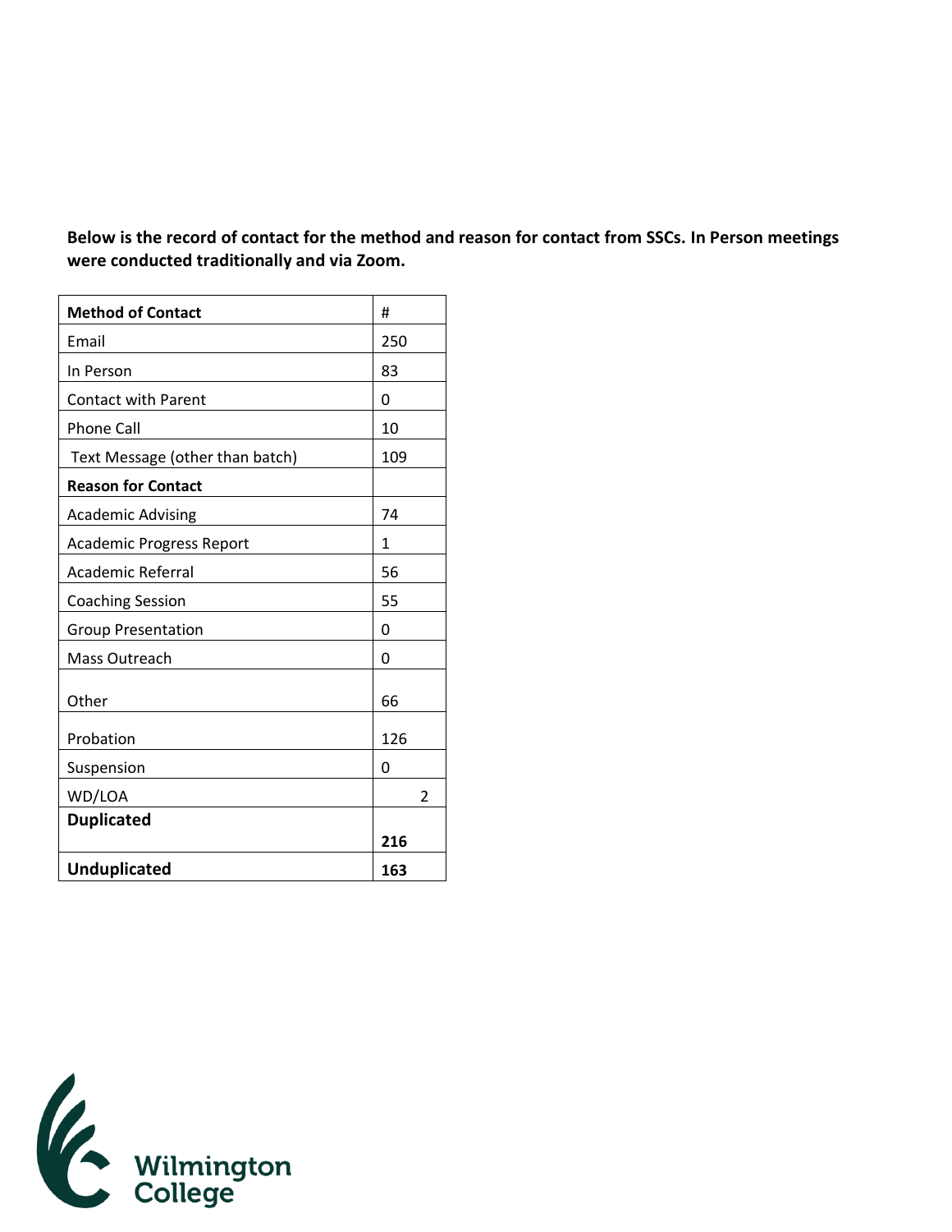**Below is the record of contact for the method and reason for contact from SSCs. In Person meetings were conducted traditionally and via Zoom.**

| **Method of Contact** | # |
|---|---|
| Email | 250 |
| In Person | 83 |
| Contact with Parent | 0 |
| Phone Call | 10 |
| Text Message (other than batch) | 109 |
| **Reason for Contact** | |
| Academic Advising | 74 |
| Academic Progress Report | 1 |
| Academic Referral | 56 |
| Coaching Session | 55 |
| Group Presentation | 0 |
| Mass Outreach | 0 |
| Other | 66 |
| Probation | 126 |
| Suspension | 0 |
| WD/LOA | 2 |
| **Duplicated** | **216** |
| **Unduplicated** | **163** |

Wilmington College